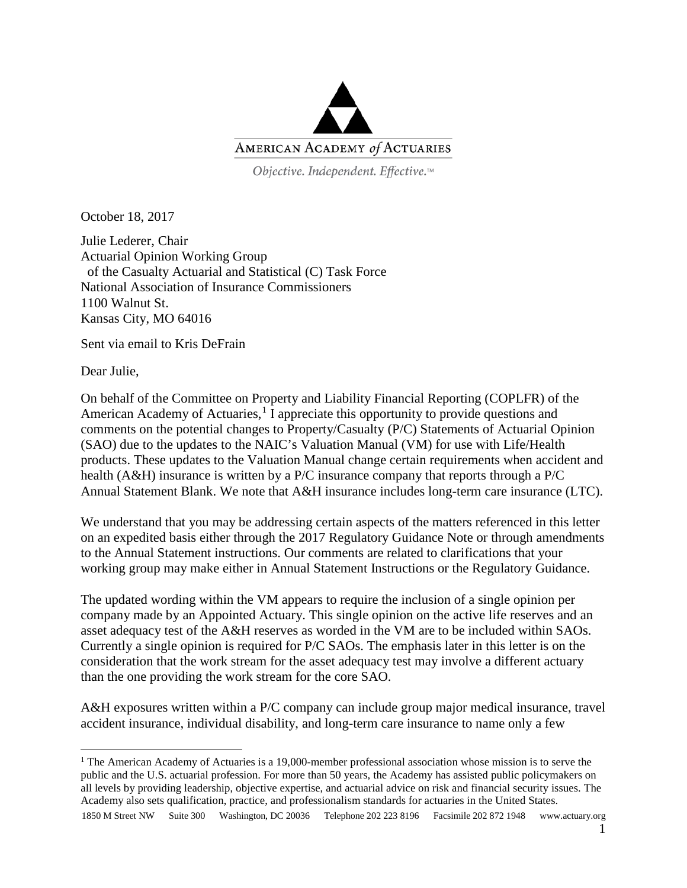AMERICAN ACADEMY *of* ACTUARIES

*Objective. Independent. Effective.™*

October 18, 2017

Julie Lederer, Chair
Actuarial Opinion Working Group
of the Casualty Actuarial and Statistical (C) Task Force
National Association of Insurance Commissioners
1100 Walnut St.
Kansas City, MO 64016

Sent via email to Kris DeFrain

Dear Julie,

On behalf of the Committee on Property and Liability Financial Reporting (COPLFR) of the American Academy of Actuaries,[1] I appreciate this opportunity to provide questions and comments on the potential changes to Property/Casualty (P/C) Statements of Actuarial Opinion (SAO) due to the updates to the NAIC's Valuation Manual (VM) for use with Life/Health products. These updates to the Valuation Manual change certain requirements when accident and health (A&H) insurance is written by a P/C insurance company that reports through a P/C Annual Statement Blank. We note that A&H insurance includes long-term care insurance (LTC).

We understand that you may be addressing certain aspects of the matters referenced in this letter on an expedited basis either through the 2017 Regulatory Guidance Note or through amendments to the Annual Statement instructions. Our comments are related to clarifications that your working group may make either in Annual Statement Instructions or the Regulatory Guidance.

The updated wording within the VM appears to require the inclusion of a single opinion per company made by an Appointed Actuary. This single opinion on the active life reserves and an asset adequacy test of the A&H reserves as worded in the VM are to be included within SAOs. Currently a single opinion is required for P/C SAOs. The emphasis later in this letter is on the consideration that the work stream for the asset adequacy test may involve a different actuary than the one providing the work stream for the core SAO.

A&H exposures written within a P/C company can include group major medical insurance, travel accident insurance, individual disability, and long-term care insurance to name only a few

[1] The American Academy of Actuaries is a 19,000-member professional association whose mission is to serve the public and the U.S. actuarial profession. For more than 50 years, the Academy has assisted public policymakers on all levels by providing leadership, objective expertise, and actuarial advice on risk and financial security issues. The Academy also sets qualification, practice, and professionalism standards for actuaries in the United States.

1850 M Street NW Suite 300 Washington, DC 20036 Telephone 202 223 8196 Facsimile 202 872 1948 www.actuary.org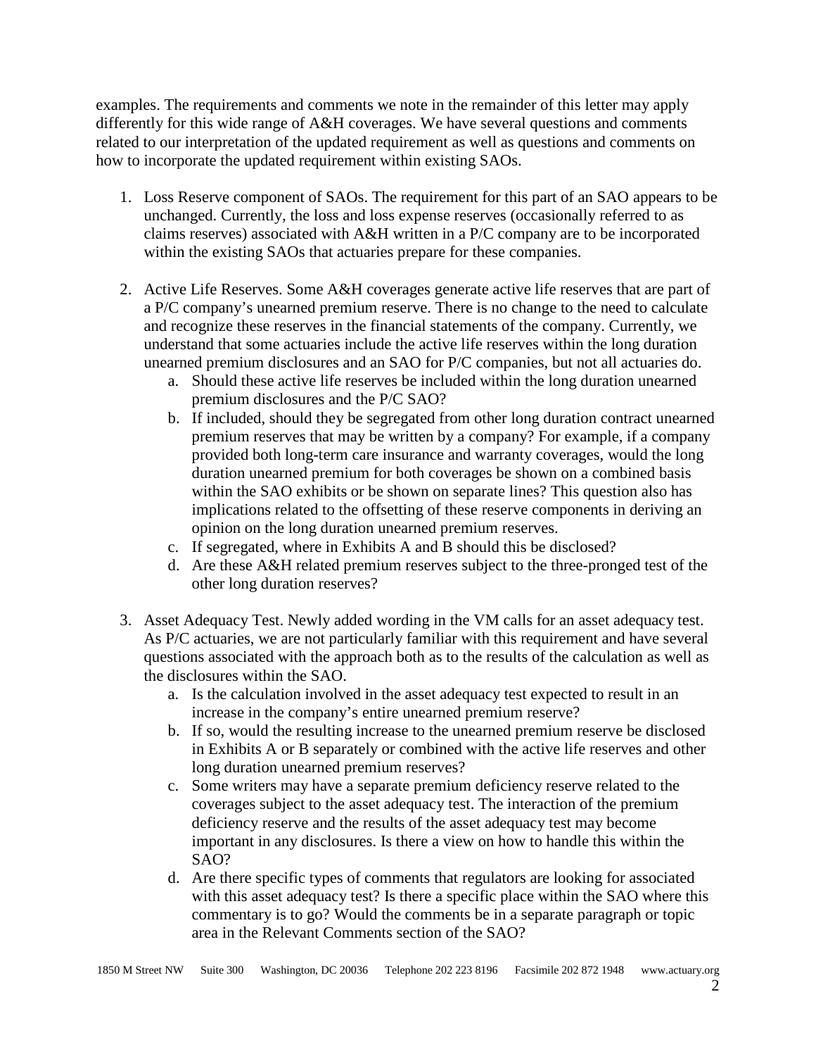examples. The requirements and comments we note in the remainder of this letter may apply differently for this wide range of A&H coverages. We have several questions and comments related to our interpretation of the updated requirement as well as questions and comments on how to incorporate the updated requirement within existing SAOs.

1. Loss Reserve component of SAOs. The requirement for this part of an SAO appears to be unchanged. Currently, the loss and loss expense reserves (occasionally referred to as claims reserves) associated with A&H written in a P/C company are to be incorporated within the existing SAOs that actuaries prepare for these companies.

2. Active Life Reserves. Some A&H coverages generate active life reserves that are part of a P/C company's unearned premium reserve. There is no change to the need to calculate and recognize these reserves in the financial statements of the company. Currently, we understand that some actuaries include the active life reserves within the long duration unearned premium disclosures and an SAO for P/C companies, but not all actuaries do.
   a. Should these active life reserves be included within the long duration unearned premium disclosures and the P/C SAO?
   b. If included, should they be segregated from other long duration contract unearned premium reserves that may be written by a company? For example, if a company provided both long-term care insurance and warranty coverages, would the long duration unearned premium for both coverages be shown on a combined basis within the SAO exhibits or be shown on separate lines? This question also has implications related to the offsetting of these reserve components in deriving an opinion on the long duration unearned premium reserves.
   c. If segregated, where in Exhibits A and B should this be disclosed?
   d. Are these A&H related premium reserves subject to the three-pronged test of the other long duration reserves?

3. Asset Adequacy Test. Newly added wording in the VM calls for an asset adequacy test. As P/C actuaries, we are not particularly familiar with this requirement and have several questions associated with the approach both as to the results of the calculation as well as the disclosures within the SAO.
   a. Is the calculation involved in the asset adequacy test expected to result in an increase in the company's entire unearned premium reserve?
   b. If so, would the resulting increase to the unearned premium reserve be disclosed in Exhibits A or B separately or combined with the active life reserves and other long duration unearned premium reserves?
   c. Some writers may have a separate premium deficiency reserve related to the coverages subject to the asset adequacy test. The interaction of the premium deficiency reserve and the results of the asset adequacy test may become important in any disclosures. Is there a view on how to handle this within the SAO?
   d. Are there specific types of comments that regulators are looking for associated with this asset adequacy test? Is there a specific place within the SAO where this commentary is to go? Would the comments be in a separate paragraph or topic area in the Relevant Comments section of the SAO?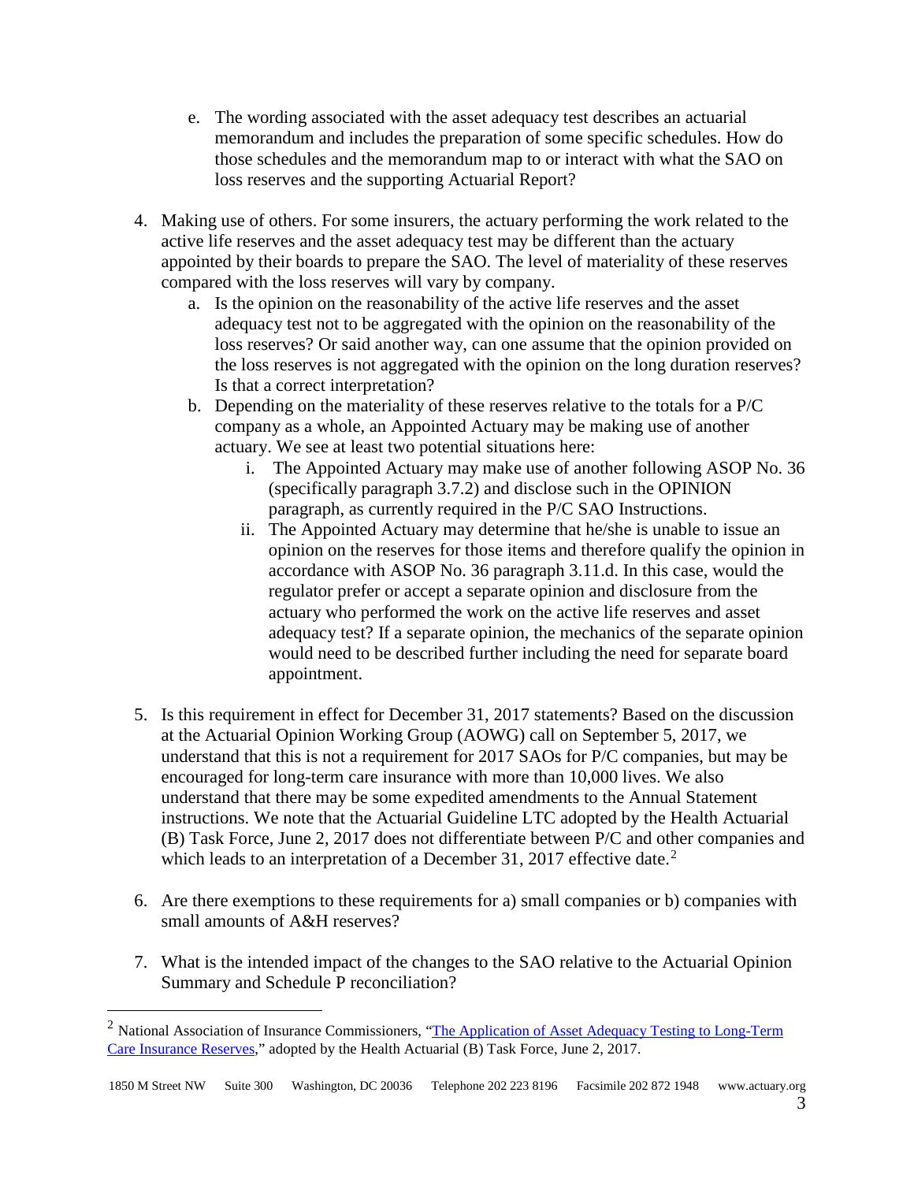e. The wording associated with the asset adequacy test describes an actuarial memorandum and includes the preparation of some specific schedules. How do those schedules and the memorandum map to or interact with what the SAO on loss reserves and the supporting Actuarial Report?

4. Making use of others. For some insurers, the actuary performing the work related to the active life reserves and the asset adequacy test may be different than the actuary appointed by their boards to prepare the SAO. The level of materiality of these reserves compared with the loss reserves will vary by company.
   a. Is the opinion on the reasonability of the active life reserves and the asset adequacy test not to be aggregated with the opinion on the reasonability of the loss reserves? Or said another way, can one assume that the opinion provided on the loss reserves is not aggregated with the opinion on the long duration reserves? Is that a correct interpretation?
   b. Depending on the materiality of these reserves relative to the totals for a P/C company as a whole, an Appointed Actuary may be making use of another actuary. We see at least two potential situations here:
      i. The Appointed Actuary may make use of another following ASOP No. 36 (specifically paragraph 3.7.2) and disclose such in the OPINION paragraph, as currently required in the P/C SAO Instructions.
      ii. The Appointed Actuary may determine that he/she is unable to issue an opinion on the reserves for those items and therefore qualify the opinion in accordance with ASOP No. 36 paragraph 3.11.d. In this case, would the regulator prefer or accept a separate opinion and disclosure from the actuary who performed the work on the active life reserves and asset adequacy test? If a separate opinion, the mechanics of the separate opinion would need to be described further including the need for separate board appointment.

5. Is this requirement in effect for December 31, 2017 statements? Based on the discussion at the Actuarial Opinion Working Group (AOWG) call on September 5, 2017, we understand that this is not a requirement for 2017 SAOs for P/C companies, but may be encouraged for long-term care insurance with more than 10,000 lives. We also understand that there may be some expedited amendments to the Annual Statement instructions. We note that the Actuarial Guideline LTC adopted by the Health Actuarial (B) Task Force, June 2, 2017 does not differentiate between P/C and other companies and which leads to an interpretation of a December 31, 2017 effective date.[2]

6. Are there exemptions to these requirements for a) small companies or b) companies with small amounts of A&H reserves?

7. What is the intended impact of the changes to the SAO relative to the Actuarial Opinion Summary and Schedule P reconciliation?

---

[2] National Association of Insurance Commissioners, "The Application of Asset Adequacy Testing to Long-Term Care Insurance Reserves," adopted by the Health Actuarial (B) Task Force, June 2, 2017.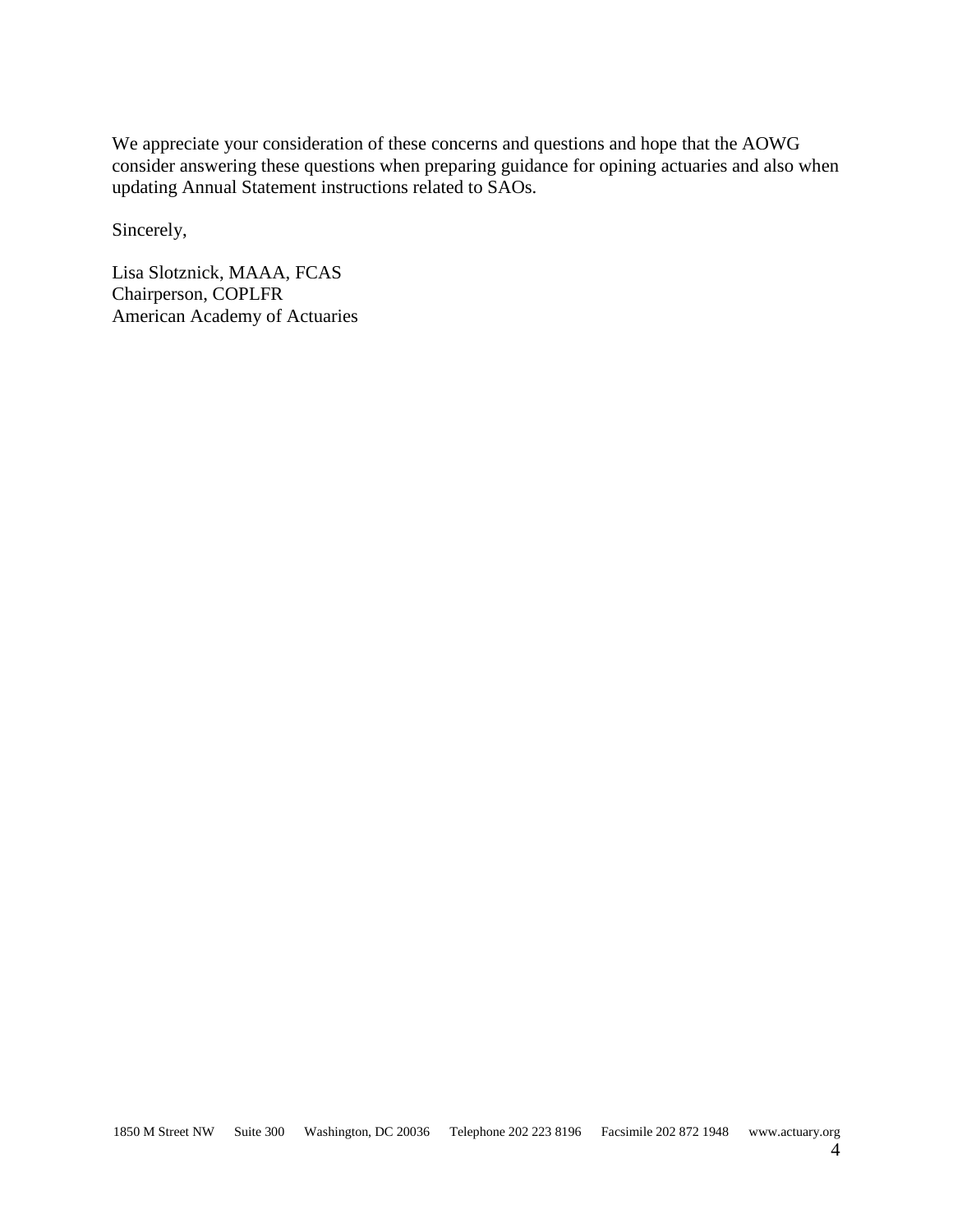We appreciate your consideration of these concerns and questions and hope that the AOWG consider answering these questions when preparing guidance for opining actuaries and also when updating Annual Statement instructions related to SAOs.

Sincerely,

Lisa Slotznick, MAAA, FCAS
Chairperson, COPLFR
American Academy of Actuaries

1850 M Street NW Suite 300 Washington, DC 20036 Telephone 202 223 8196 Facsimile 202 872 1948 www.actuary.org